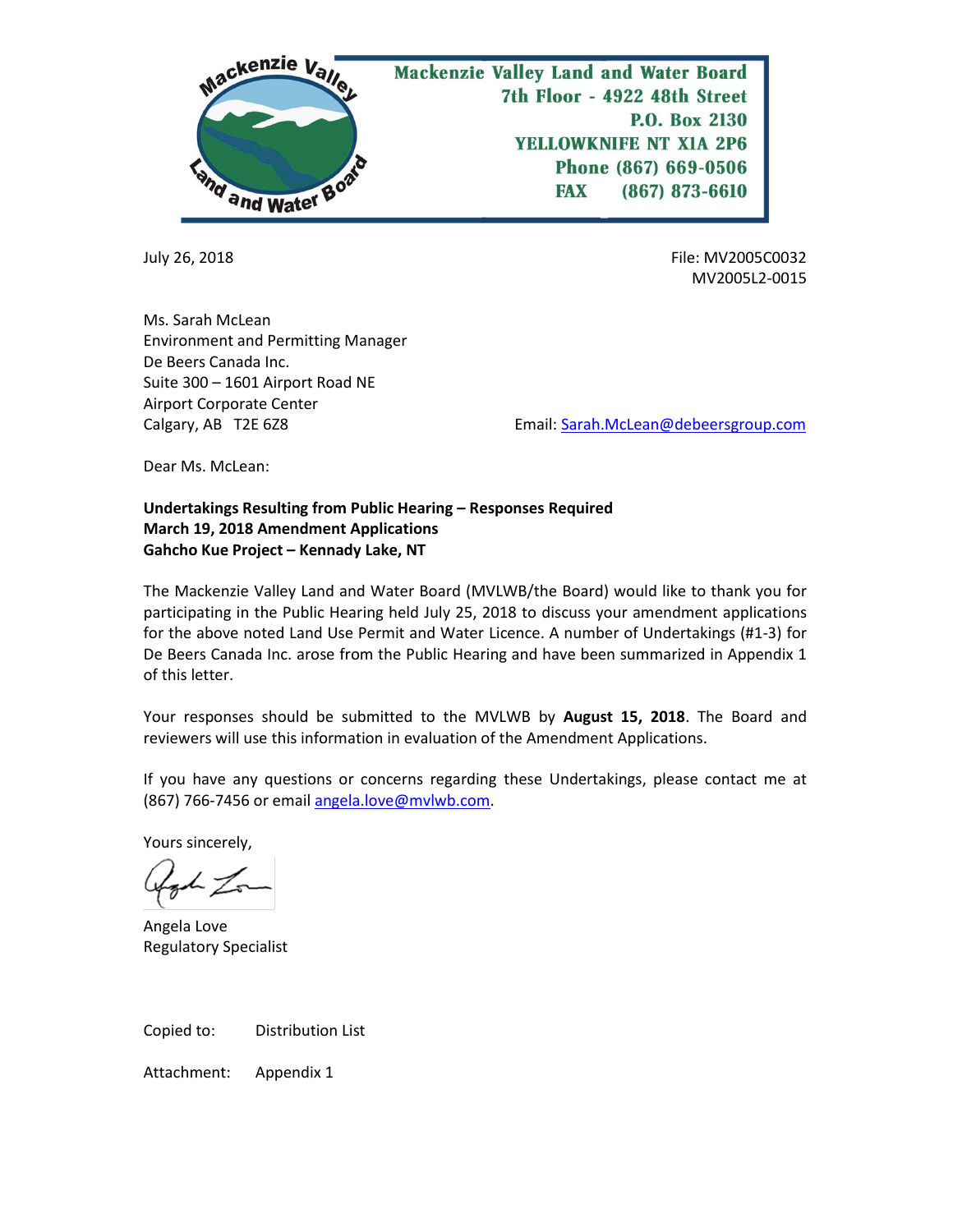Mackenzie Valley Land and Water Board
7th Floor - 4922 48th Street
P.O. Box 2130
YELLOWKNIFE NT X1A 2P6
Phone (867) 669-0506
FAX (867) 873-6610

July 26, 2018

File: MV2005C0032
MV2005L2-0015

Ms. Sarah McLean
Environment and Permitting Manager
De Beers Canada Inc.
Suite 300 – 1601 Airport Road NE
Airport Corporate Center
Calgary, AB T2E 6Z8

Email: Sarah.McLean@debeersgroup.com

Dear Ms. McLean:

**Undertakings Resulting from Public Hearing – Responses Required**
**March 19, 2018 Amendment Applications**
**Gahcho Kue Project – Kennady Lake, NT**

The Mackenzie Valley Land and Water Board (MVLWB/the Board) would like to thank you for participating in the Public Hearing held July 25, 2018 to discuss your amendment applications for the above noted Land Use Permit and Water Licence. A number of Undertakings (#1-3) for De Beers Canada Inc. arose from the Public Hearing and have been summarized in Appendix 1 of this letter.

Your responses should be submitted to the MVLWB by **August 15, 2018**. The Board and reviewers will use this information in evaluation of the Amendment Applications.

If you have any questions or concerns regarding these Undertakings, please contact me at (867) 766-7456 or email angela.love@mvlwb.com.

Yours sincerely,

Angela Love
Regulatory Specialist

Copied to: Distribution List

Attachment: Appendix 1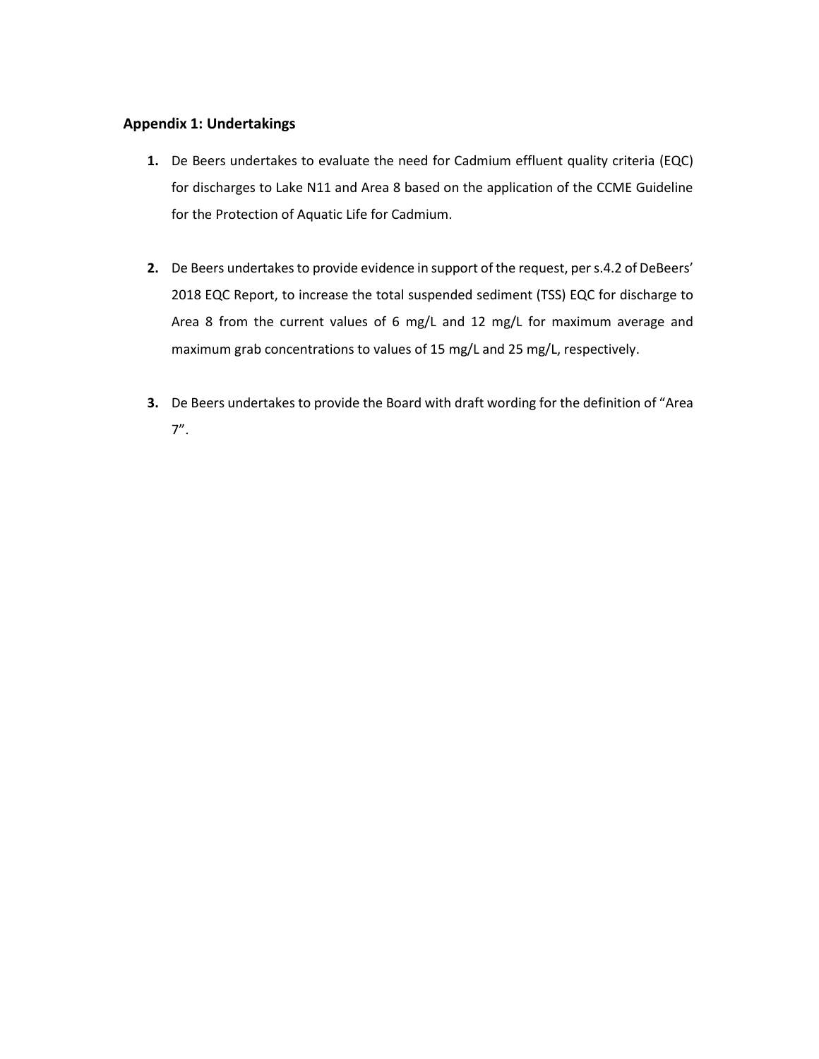## Appendix 1: Undertakings

1. De Beers undertakes to evaluate the need for Cadmium effluent quality criteria (EQC) for discharges to Lake N11 and Area 8 based on the application of the CCME Guideline for the Protection of Aquatic Life for Cadmium.

2. De Beers undertakes to provide evidence in support of the request, per s.4.2 of DeBeers' 2018 EQC Report, to increase the total suspended sediment (TSS) EQC for discharge to Area 8 from the current values of 6 mg/L and 12 mg/L for maximum average and maximum grab concentrations to values of 15 mg/L and 25 mg/L, respectively.

3. De Beers undertakes to provide the Board with draft wording for the definition of "Area 7".